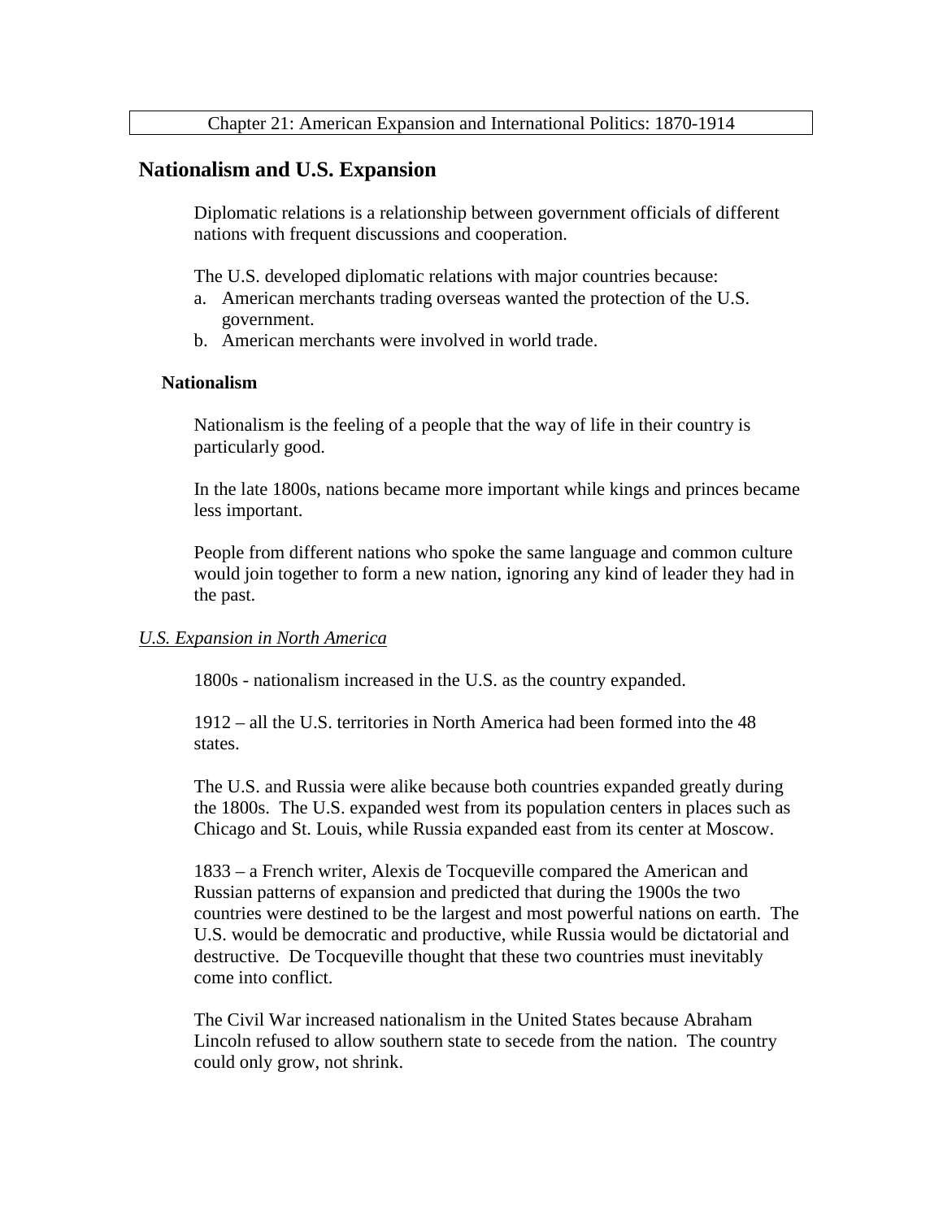Chapter 21: American Expansion and International Politics: 1870-1914

## Nationalism and U.S. Expansion

Diplomatic relations is a relationship between government officials of different nations with frequent discussions and cooperation.

The U.S. developed diplomatic relations with major countries because:

a. American merchants trading overseas wanted the protection of the U.S. government.
b. American merchants were involved in world trade.

### Nationalism

Nationalism is the feeling of a people that the way of life in their country is particularly good.

In the late 1800s, nations became more important while kings and princes became less important.

People from different nations who spoke the same language and common culture would join together to form a new nation, ignoring any kind of leader they had in the past.

*U.S. Expansion in North America*

1800s - nationalism increased in the U.S. as the country expanded.

1912 – all the U.S. territories in North America had been formed into the 48 states.

The U.S. and Russia were alike because both countries expanded greatly during the 1800s. The U.S. expanded west from its population centers in places such as Chicago and St. Louis, while Russia expanded east from its center at Moscow.

1833 – a French writer, Alexis de Tocqueville compared the American and Russian patterns of expansion and predicted that during the 1900s the two countries were destined to be the largest and most powerful nations on earth. The U.S. would be democratic and productive, while Russia would be dictatorial and destructive. De Tocqueville thought that these two countries must inevitably come into conflict.

The Civil War increased nationalism in the United States because Abraham Lincoln refused to allow southern state to secede from the nation. The country could only grow, not shrink.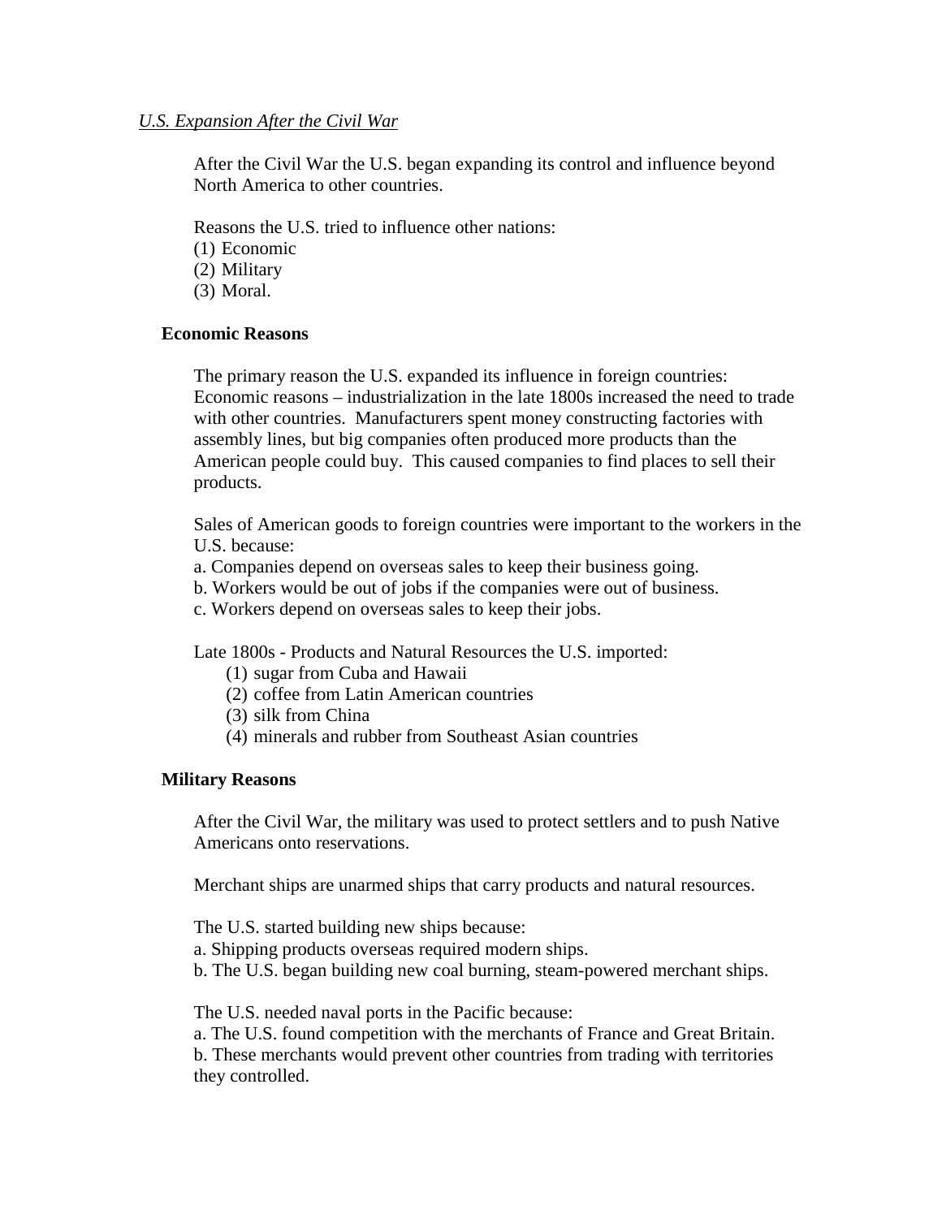*U.S. Expansion After the Civil War*

After the Civil War the U.S. began expanding its control and influence beyond North America to other countries.

Reasons the U.S. tried to influence other nations:
(1) Economic
(2) Military
(3) Moral.

**Economic Reasons**

The primary reason the U.S. expanded its influence in foreign countries: Economic reasons – industrialization in the late 1800s increased the need to trade with other countries. Manufacturers spent money constructing factories with assembly lines, but big companies often produced more products than the American people could buy. This caused companies to find places to sell their products.

Sales of American goods to foreign countries were important to the workers in the U.S. because:
a. Companies depend on overseas sales to keep their business going.
b. Workers would be out of jobs if the companies were out of business.
c. Workers depend on overseas sales to keep their jobs.

Late 1800s - Products and Natural Resources the U.S. imported:
(1) sugar from Cuba and Hawaii
(2) coffee from Latin American countries
(3) silk from China
(4) minerals and rubber from Southeast Asian countries

**Military Reasons**

After the Civil War, the military was used to protect settlers and to push Native Americans onto reservations.

Merchant ships are unarmed ships that carry products and natural resources.

The U.S. started building new ships because:
a. Shipping products overseas required modern ships.
b. The U.S. began building new coal burning, steam-powered merchant ships.

The U.S. needed naval ports in the Pacific because:
a. The U.S. found competition with the merchants of France and Great Britain.
b. These merchants would prevent other countries from trading with territories they controlled.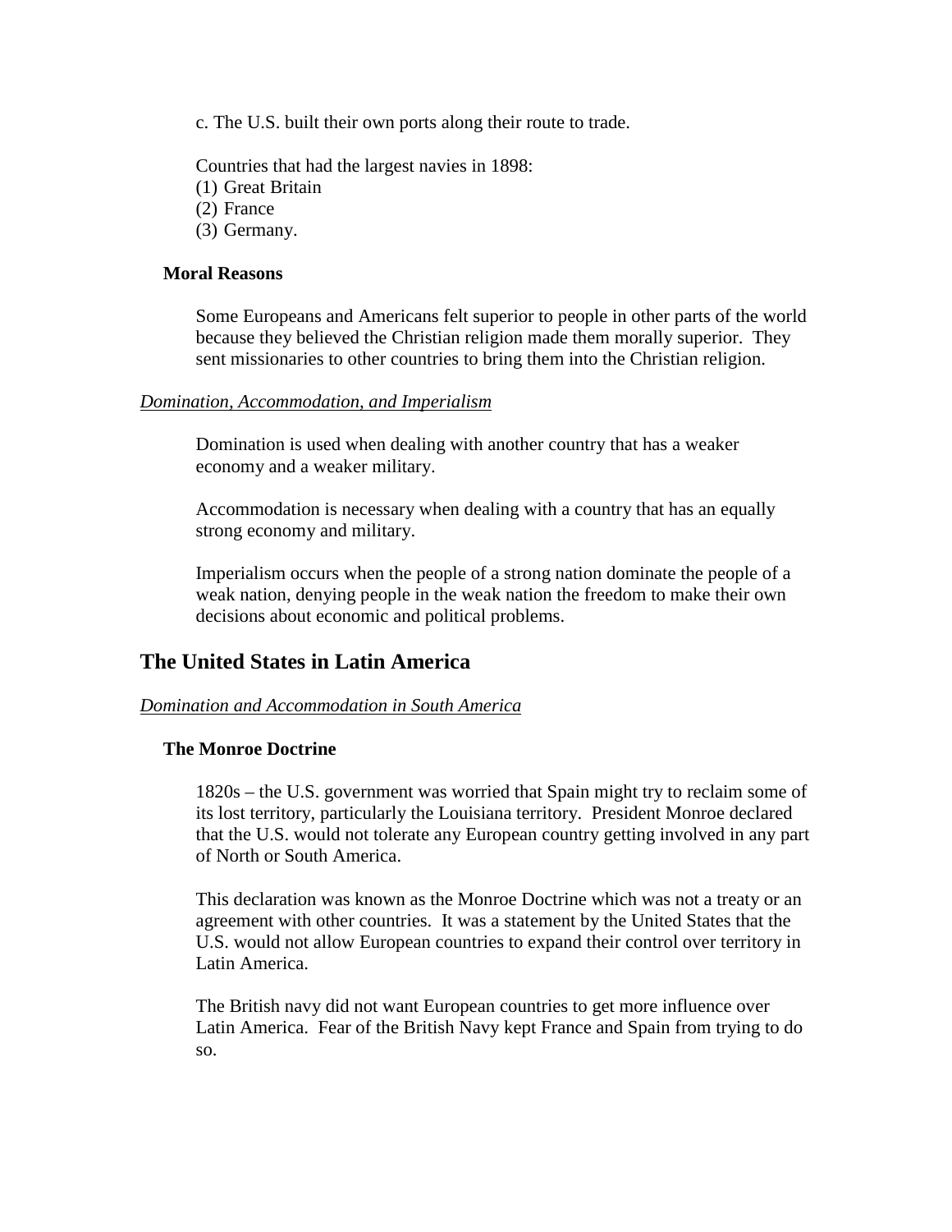c. The U.S. built their own ports along their route to trade.

Countries that had the largest navies in 1898:
(1) Great Britain
(2) France
(3) Germany.

**Moral Reasons**

Some Europeans and Americans felt superior to people in other parts of the world because they believed the Christian religion made them morally superior. They sent missionaries to other countries to bring them into the Christian religion.

*Domination, Accommodation, and Imperialism*

Domination is used when dealing with another country that has a weaker economy and a weaker military.

Accommodation is necessary when dealing with a country that has an equally strong economy and military.

Imperialism occurs when the people of a strong nation dominate the people of a weak nation, denying people in the weak nation the freedom to make their own decisions about economic and political problems.

## The United States in Latin America

*Domination and Accommodation in South America*

**The Monroe Doctrine**

1820s – the U.S. government was worried that Spain might try to reclaim some of its lost territory, particularly the Louisiana territory. President Monroe declared that the U.S. would not tolerate any European country getting involved in any part of North or South America.

This declaration was known as the Monroe Doctrine which was not a treaty or an agreement with other countries. It was a statement by the United States that the U.S. would not allow European countries to expand their control over territory in Latin America.

The British navy did not want European countries to get more influence over Latin America. Fear of the British Navy kept France and Spain from trying to do so.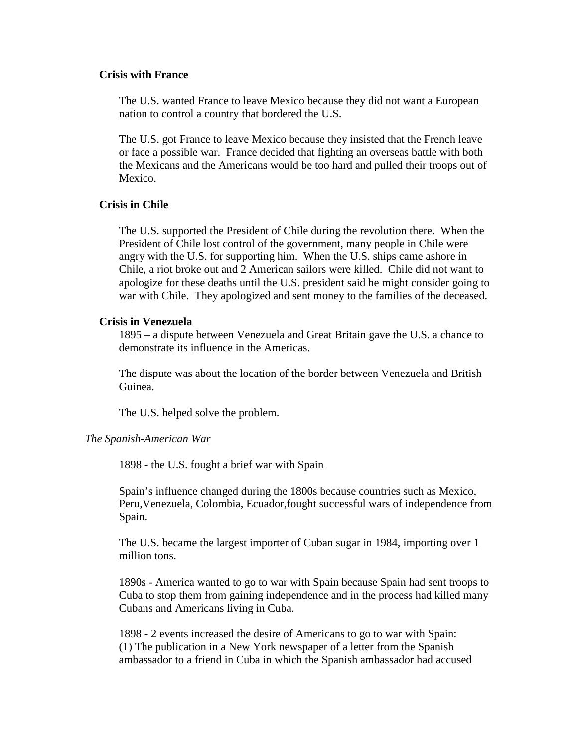**Crisis with France**

The U.S. wanted France to leave Mexico because they did not want a European nation to control a country that bordered the U.S.

The U.S. got France to leave Mexico because they insisted that the French leave or face a possible war. France decided that fighting an overseas battle with both the Mexicans and the Americans would be too hard and pulled their troops out of Mexico.

**Crisis in Chile**

The U.S. supported the President of Chile during the revolution there. When the President of Chile lost control of the government, many people in Chile were angry with the U.S. for supporting him. When the U.S. ships came ashore in Chile, a riot broke out and 2 American sailors were killed. Chile did not want to apologize for these deaths until the U.S. president said he might consider going to war with Chile. They apologized and sent money to the families of the deceased.

**Crisis in Venezuela**

1895 – a dispute between Venezuela and Great Britain gave the U.S. a chance to demonstrate its influence in the Americas.

The dispute was about the location of the border between Venezuela and British Guinea.

The U.S. helped solve the problem.

*The Spanish-American War*

1898 - the U.S. fought a brief war with Spain

Spain's influence changed during the 1800s because countries such as Mexico, Peru,Venezuela, Colombia, Ecuador,fought successful wars of independence from Spain.

The U.S. became the largest importer of Cuban sugar in 1984, importing over 1 million tons.

1890s - America wanted to go to war with Spain because Spain had sent troops to Cuba to stop them from gaining independence and in the process had killed many Cubans and Americans living in Cuba.

1898 - 2 events increased the desire of Americans to go to war with Spain:
(1) The publication in a New York newspaper of a letter from the Spanish ambassador to a friend in Cuba in which the Spanish ambassador had accused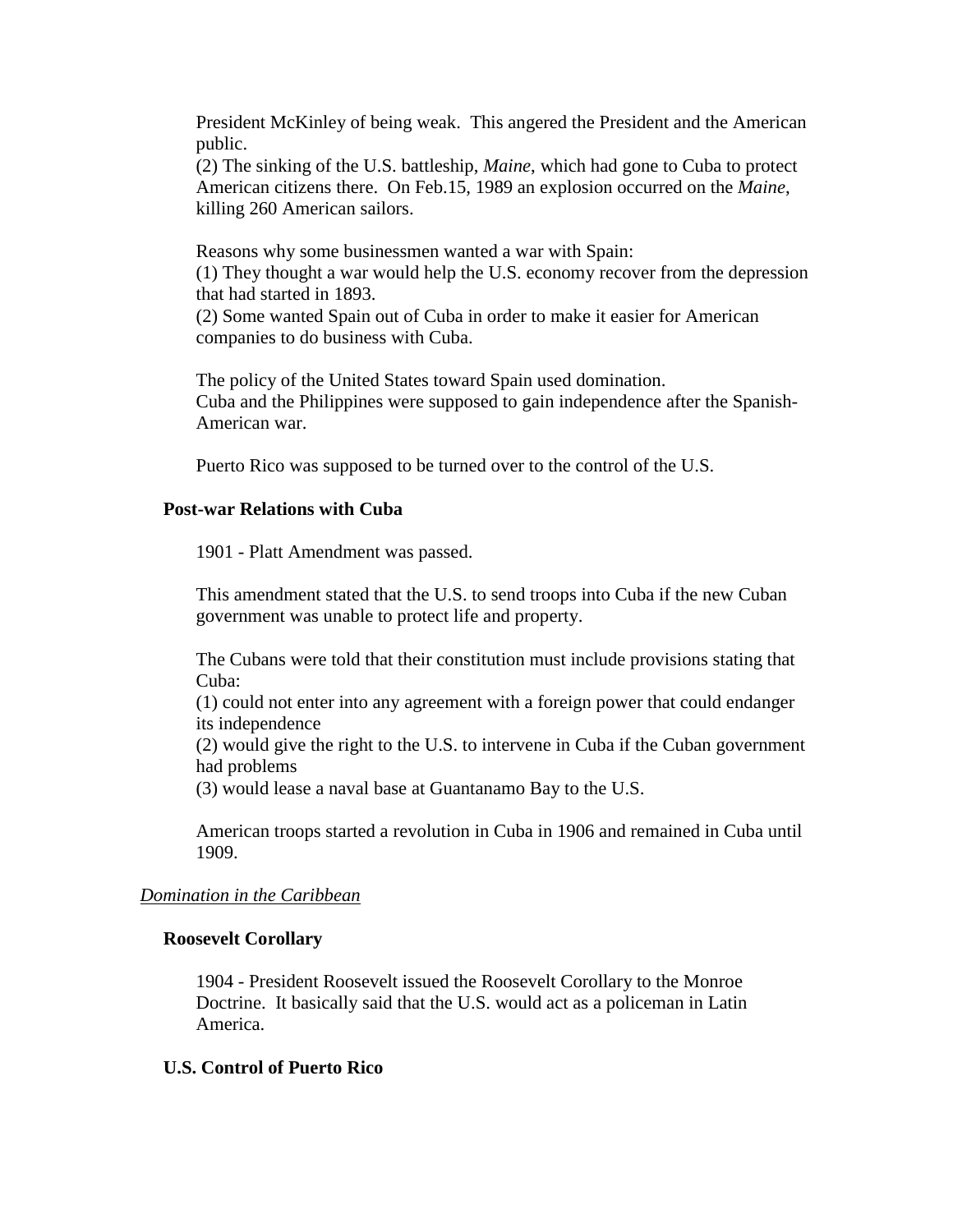President McKinley of being weak.  This angered the President and the American public.
(2) The sinking of the U.S. battleship, *Maine*, which had gone to Cuba to protect American citizens there.  On Feb.15, 1989 an explosion occurred on the *Maine*, killing 260 American sailors.

Reasons why some businessmen wanted a war with Spain:
(1) They thought a war would help the U.S. economy recover from the depression that had started in 1893.
(2) Some wanted Spain out of Cuba in order to make it easier for American companies to do business with Cuba.

The policy of the United States toward Spain used domination.
Cuba and the Philippines were supposed to gain independence after the Spanish-American war.

Puerto Rico was supposed to be turned over to the control of the U.S.

**Post-war Relations with Cuba**

1901 - Platt Amendment was passed.

This amendment stated that the U.S. to send troops into Cuba if the new Cuban government was unable to protect life and property.

The Cubans were told that their constitution must include provisions stating that Cuba:
(1) could not enter into any agreement with a foreign power that could endanger its independence
(2) would give the right to the U.S. to intervene in Cuba if the Cuban government had problems
(3) would lease a naval base at Guantanamo Bay to the U.S.

American troops started a revolution in Cuba in 1906 and remained in Cuba until 1909.

*Domination in the Caribbean*

**Roosevelt Corollary**

1904 - President Roosevelt issued the Roosevelt Corollary to the Monroe Doctrine.  It basically said that the U.S. would act as a policeman in Latin America.

**U.S. Control of Puerto Rico**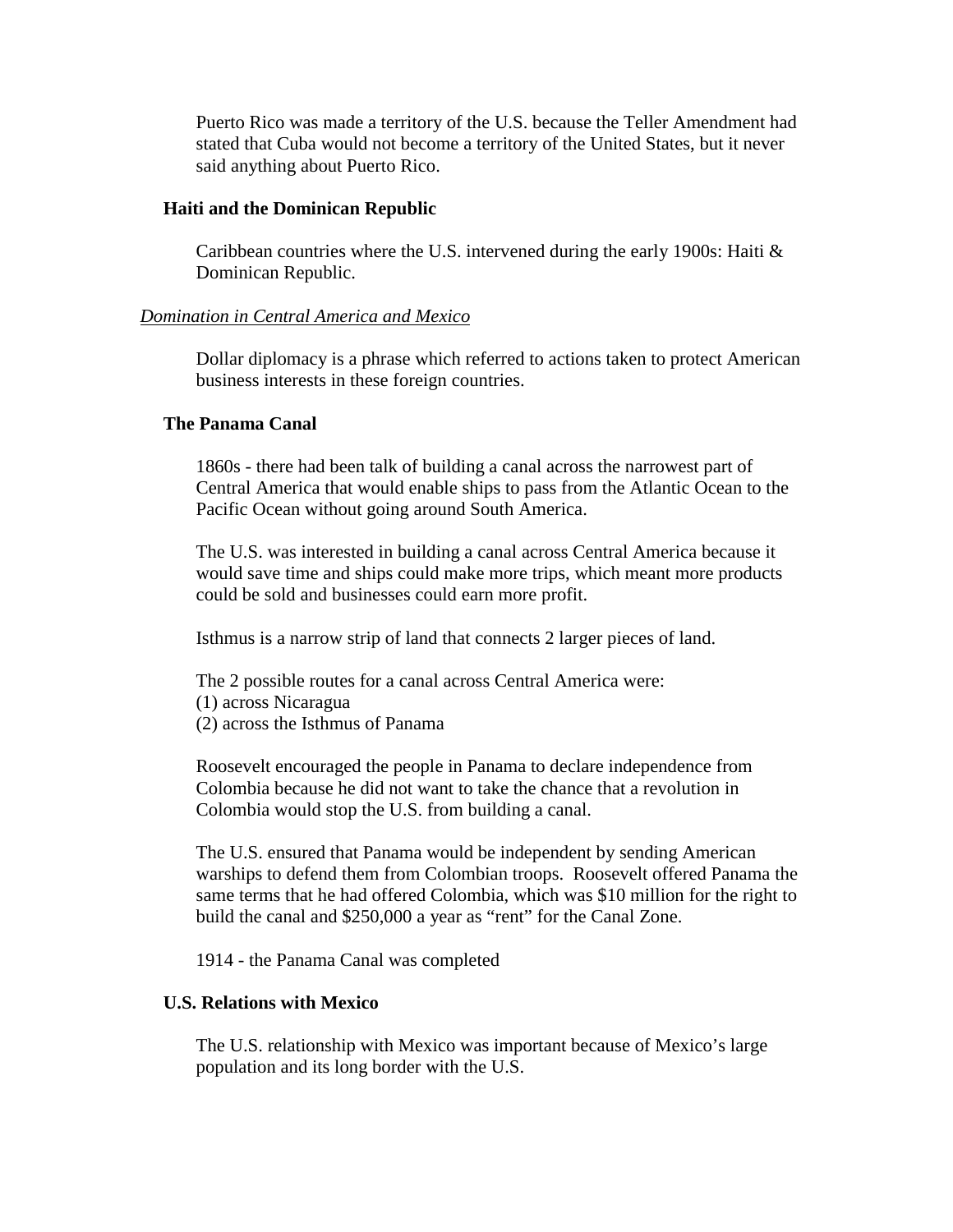Puerto Rico was made a territory of the U.S. because the Teller Amendment had stated that Cuba would not become a territory of the United States, but it never said anything about Puerto Rico.

### Haiti and the Dominican Republic

Caribbean countries where the U.S. intervened during the early 1900s: Haiti & Dominican Republic.

## *Domination in Central America and Mexico*

Dollar diplomacy is a phrase which referred to actions taken to protect American business interests in these foreign countries.

### The Panama Canal

1860s - there had been talk of building a canal across the narrowest part of Central America that would enable ships to pass from the Atlantic Ocean to the Pacific Ocean without going around South America.

The U.S. was interested in building a canal across Central America because it would save time and ships could make more trips, which meant more products could be sold and businesses could earn more profit.

Isthmus is a narrow strip of land that connects 2 larger pieces of land.

The 2 possible routes for a canal across Central America were:
(1) across Nicaragua
(2) across the Isthmus of Panama

Roosevelt encouraged the people in Panama to declare independence from Colombia because he did not want to take the chance that a revolution in Colombia would stop the U.S. from building a canal.

The U.S. ensured that Panama would be independent by sending American warships to defend them from Colombian troops. Roosevelt offered Panama the same terms that he had offered Colombia, which was $10 million for the right to build the canal and $250,000 a year as "rent" for the Canal Zone.

1914 - the Panama Canal was completed

### U.S. Relations with Mexico

The U.S. relationship with Mexico was important because of Mexico's large population and its long border with the U.S.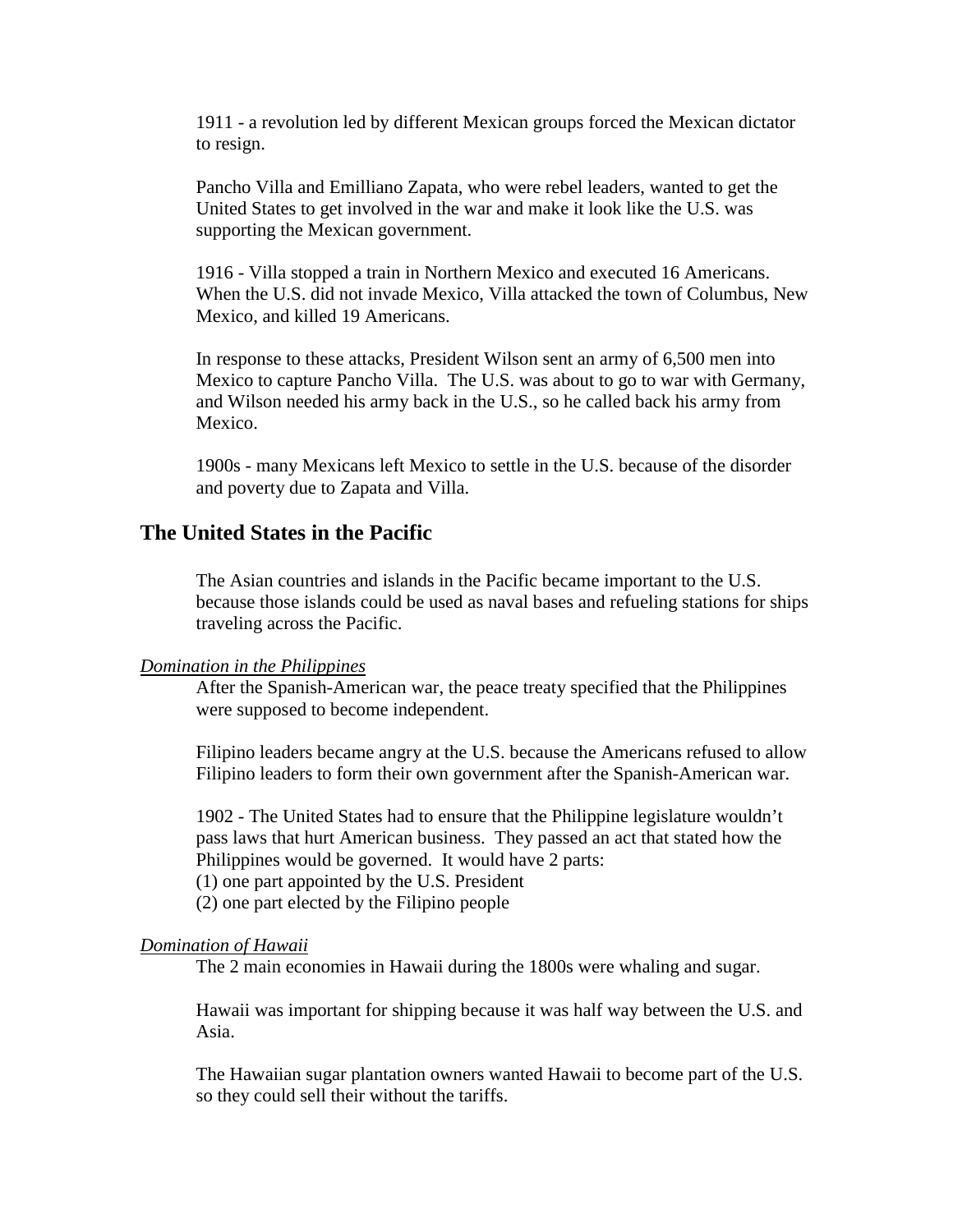1911 - a revolution led by different Mexican groups forced the Mexican dictator to resign.

Pancho Villa and Emilliano Zapata, who were rebel leaders, wanted to get the United States to get involved in the war and make it look like the U.S. was supporting the Mexican government.

1916 - Villa stopped a train in Northern Mexico and executed 16 Americans. When the U.S. did not invade Mexico, Villa attacked the town of Columbus, New Mexico, and killed 19 Americans.

In response to these attacks, President Wilson sent an army of 6,500 men into Mexico to capture Pancho Villa. The U.S. was about to go to war with Germany, and Wilson needed his army back in the U.S., so he called back his army from Mexico.

1900s - many Mexicans left Mexico to settle in the U.S. because of the disorder and poverty due to Zapata and Villa.

## The United States in the Pacific

The Asian countries and islands in the Pacific became important to the U.S. because those islands could be used as naval bases and refueling stations for ships traveling across the Pacific.

*Domination in the Philippines*

After the Spanish-American war, the peace treaty specified that the Philippines were supposed to become independent.

Filipino leaders became angry at the U.S. because the Americans refused to allow Filipino leaders to form their own government after the Spanish-American war.

1902 - The United States had to ensure that the Philippine legislature wouldn't pass laws that hurt American business. They passed an act that stated how the Philippines would be governed. It would have 2 parts:
(1) one part appointed by the U.S. President
(2) one part elected by the Filipino people

*Domination of Hawaii*

The 2 main economies in Hawaii during the 1800s were whaling and sugar.

Hawaii was important for shipping because it was half way between the U.S. and Asia.

The Hawaiian sugar plantation owners wanted Hawaii to become part of the U.S. so they could sell their without the tariffs.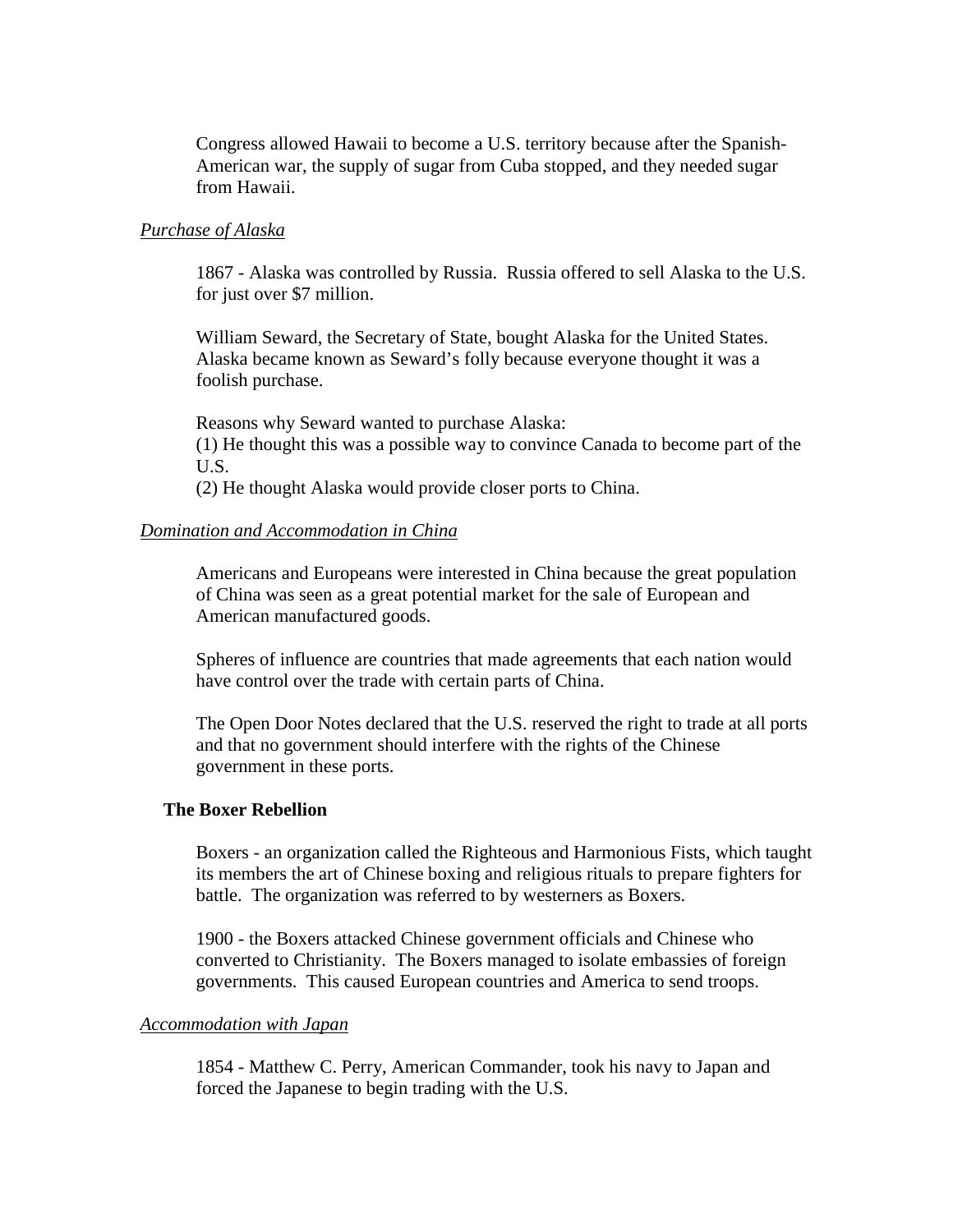Congress allowed Hawaii to become a U.S. territory because after the Spanish-American war, the supply of sugar from Cuba stopped, and they needed sugar from Hawaii.

*Purchase of Alaska*

1867 - Alaska was controlled by Russia. Russia offered to sell Alaska to the U.S. for just over $7 million.

William Seward, the Secretary of State, bought Alaska for the United States. Alaska became known as Seward's folly because everyone thought it was a foolish purchase.

Reasons why Seward wanted to purchase Alaska:
(1) He thought this was a possible way to convince Canada to become part of the U.S.
(2) He thought Alaska would provide closer ports to China.

*Domination and Accommodation in China*

Americans and Europeans were interested in China because the great population of China was seen as a great potential market for the sale of European and American manufactured goods.

Spheres of influence are countries that made agreements that each nation would have control over the trade with certain parts of China.

The Open Door Notes declared that the U.S. reserved the right to trade at all ports and that no government should interfere with the rights of the Chinese government in these ports.

**The Boxer Rebellion**

Boxers - an organization called the Righteous and Harmonious Fists, which taught its members the art of Chinese boxing and religious rituals to prepare fighters for battle. The organization was referred to by westerners as Boxers.

1900 - the Boxers attacked Chinese government officials and Chinese who converted to Christianity. The Boxers managed to isolate embassies of foreign governments. This caused European countries and America to send troops.

*Accommodation with Japan*

1854 - Matthew C. Perry, American Commander, took his navy to Japan and forced the Japanese to begin trading with the U.S.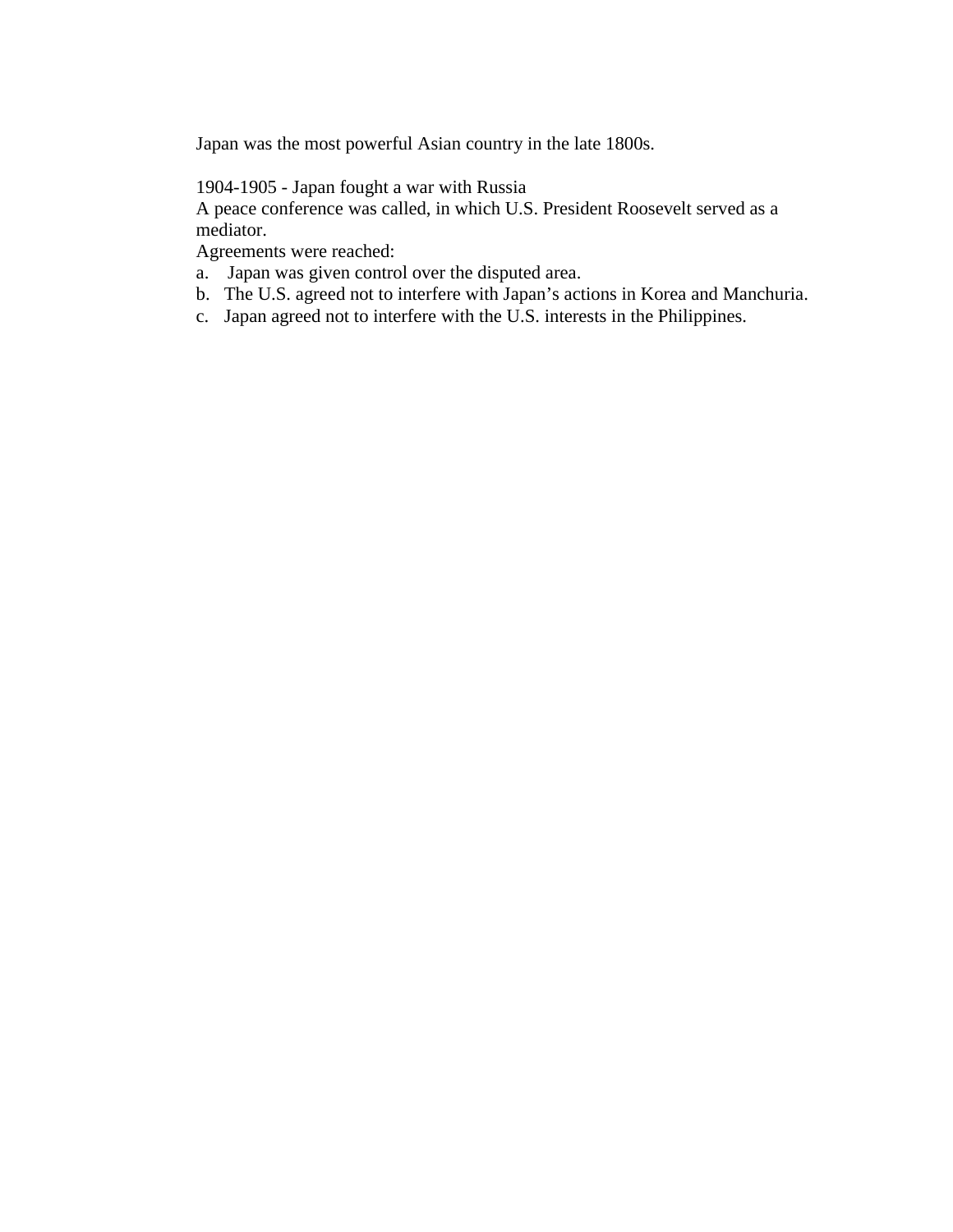Japan was the most powerful Asian country in the late 1800s.

1904-1905 - Japan fought a war with Russia
A peace conference was called, in which U.S. President Roosevelt served as a mediator.
Agreements were reached:

a. Japan was given control over the disputed area.
b. The U.S. agreed not to interfere with Japan's actions in Korea and Manchuria.
c. Japan agreed not to interfere with the U.S. interests in the Philippines.